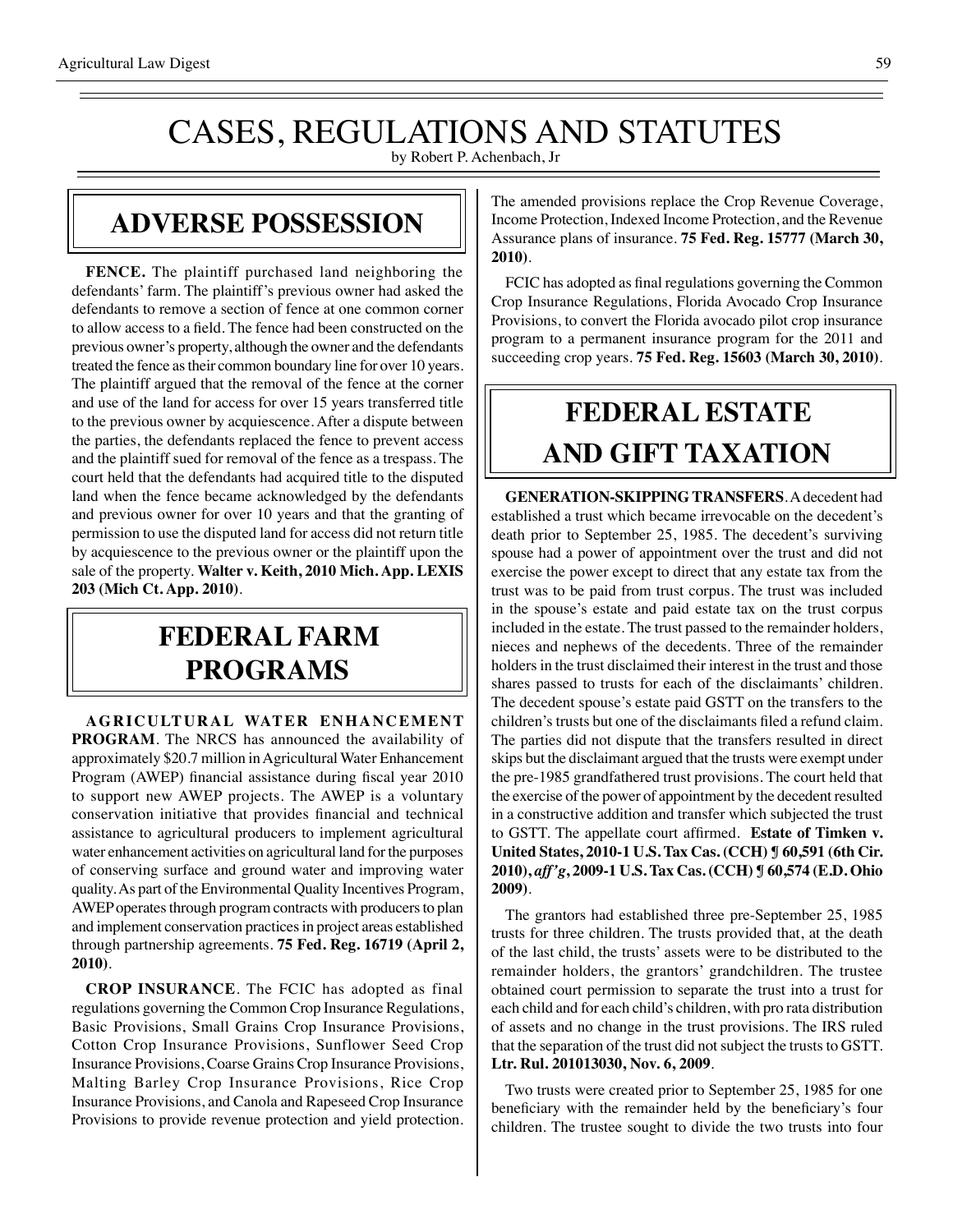# CASES, REGULATIONS AND STATUTES

by Robert P. Achenbach, Jr

## ADVERSE POSSESSION

**FENCE.** The plaintiff purchased land neighboring the defendants' farm. The plaintiff's previous owner had asked the defendants to remove a section of fence at one common corner to allow access to a field. The fence had been constructed on the previous owner's property, although the owner and the defendants treated the fence as their common boundary line for over 10 years. The plaintiff argued that the removal of the fence at the corner and use of the land for access for over 15 years transferred title to the previous owner by acquiescence. After a dispute between the parties, the defendants replaced the fence to prevent access and the plaintiff sued for removal of the fence as a trespass. The court held that the defendants had acquired title to the disputed land when the fence became acknowledged by the defendants and previous owner for over 10 years and that the granting of permission to use the disputed land for access did not return title by acquiescence to the previous owner or the plaintiff upon the sale of the property. **Walter v. Keith, 2010 Mich. App. LEXIS 203 (Mich Ct. App. 2010)**.

## FEDERAL FARM PROGRAMS

**AGRICULTURAL WATER ENHANCEMENT PROGRAM**. The NRCS has announced the availability of approximately $20.7 million in Agricultural Water Enhancement Program (AWEP) financial assistance during fiscal year 2010 to support new AWEP projects. The AWEP is a voluntary conservation initiative that provides financial and technical assistance to agricultural producers to implement agricultural water enhancement activities on agricultural land for the purposes of conserving surface and ground water and improving water quality. As part of the Environmental Quality Incentives Program, AWEP operates through program contracts with producers to plan and implement conservation practices in project areas established through partnership agreements. **75 Fed. Reg. 16719 (April 2, 2010)**.

**CROP INSURANCE**. The FCIC has adopted as final regulations governing the Common Crop Insurance Regulations, Basic Provisions, Small Grains Crop Insurance Provisions, Cotton Crop Insurance Provisions, Sunflower Seed Crop Insurance Provisions, Coarse Grains Crop Insurance Provisions, Malting Barley Crop Insurance Provisions, Rice Crop Insurance Provisions, and Canola and Rapeseed Crop Insurance Provisions to provide revenue protection and yield protection. The amended provisions replace the Crop Revenue Coverage, Income Protection, Indexed Income Protection, and the Revenue Assurance plans of insurance. **75 Fed. Reg. 15777 (March 30, 2010)**.

FCIC has adopted as final regulations governing the Common Crop Insurance Regulations, Florida Avocado Crop Insurance Provisions, to convert the Florida avocado pilot crop insurance program to a permanent insurance program for the 2011 and succeeding crop years. **75 Fed. Reg. 15603 (March 30, 2010)**.

## FEDERAL ESTATE AND GIFT TAXATION

**GENERATION-SKIPPING TRANSFERS**. A decedent had established a trust which became irrevocable on the decedent's death prior to September 25, 1985. The decedent's surviving spouse had a power of appointment over the trust and did not exercise the power except to direct that any estate tax from the trust was to be paid from trust corpus. The trust was included in the spouse's estate and paid estate tax on the trust corpus included in the estate. The trust passed to the remainder holders, nieces and nephews of the decedents. Three of the remainder holders in the trust disclaimed their interest in the trust and those shares passed to trusts for each of the disclaimants' children. The decedent spouse's estate paid GSTT on the transfers to the children's trusts but one of the disclaimants filed a refund claim. The parties did not dispute that the transfers resulted in direct skips but the disclaimant argued that the trusts were exempt under the pre-1985 grandfathered trust provisions. The court held that the exercise of the power of appointment by the decedent resulted in a constructive addition and transfer which subjected the trust to GSTT. The appellate court affirmed. **Estate of Timken v. United States, 2010-1 U.S. Tax Cas. (CCH) ¶ 60,591 (6th Cir. 2010),** ***aff'g*****, 2009-1 U.S. Tax Cas. (CCH) ¶ 60,574 (E.D. Ohio 2009)**.

The grantors had established three pre-September 25, 1985 trusts for three children. The trusts provided that, at the death of the last child, the trusts' assets were to be distributed to the remainder holders, the grantors' grandchildren. The trustee obtained court permission to separate the trust into a trust for each child and for each child's children, with pro rata distribution of assets and no change in the trust provisions. The IRS ruled that the separation of the trust did not subject the trusts to GSTT. **Ltr. Rul. 201013030, Nov. 6, 2009**.

Two trusts were created prior to September 25, 1985 for one beneficiary with the remainder held by the beneficiary's four children. The trustee sought to divide the two trusts into four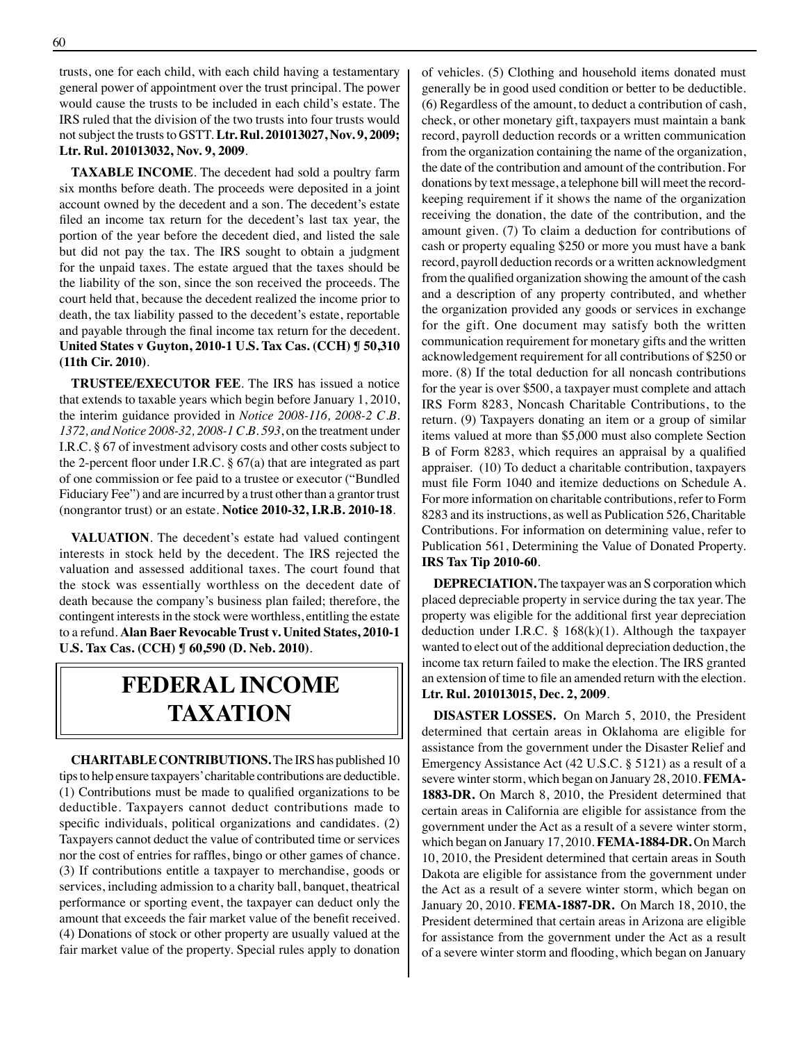trusts, one for each child, with each child having a testamentary general power of appointment over the trust principal. The power would cause the trusts to be included in each child's estate. The IRS ruled that the division of the two trusts into four trusts would not subject the trusts to GSTT. **Ltr. Rul. 201013027, Nov. 9, 2009; Ltr. Rul. 201013032, Nov. 9, 2009**.

**TAXABLE INCOME**. The decedent had sold a poultry farm six months before death. The proceeds were deposited in a joint account owned by the decedent and a son. The decedent's estate filed an income tax return for the decedent's last tax year, the portion of the year before the decedent died, and listed the sale but did not pay the tax. The IRS sought to obtain a judgment for the unpaid taxes. The estate argued that the taxes should be the liability of the son, since the son received the proceeds. The court held that, because the decedent realized the income prior to death, the tax liability passed to the decedent's estate, reportable and payable through the final income tax return for the decedent. **United States v Guyton, 2010-1 U.S. Tax Cas. (CCH) ¶ 50,310 (11th Cir. 2010)**.

**TRUSTEE/EXECUTOR FEE**. The IRS has issued a notice that extends to taxable years which begin before January 1, 2010, the interim guidance provided in *Notice 2008-116, 2008-2 C.B. 1372, and Notice 2008-32, 2008-1 C.B. 593*, on the treatment under I.R.C. § 67 of investment advisory costs and other costs subject to the 2-percent floor under I.R.C. § 67(a) that are integrated as part of one commission or fee paid to a trustee or executor ("Bundled Fiduciary Fee") and are incurred by a trust other than a grantor trust (nongrantor trust) or an estate. **Notice 2010-32, I.R.B. 2010-18**.

**VALUATION**. The decedent's estate had valued contingent interests in stock held by the decedent. The IRS rejected the valuation and assessed additional taxes. The court found that the stock was essentially worthless on the decedent date of death because the company's business plan failed; therefore, the contingent interests in the stock were worthless, entitling the estate to a refund. **Alan Baer Revocable Trust v. United States, 2010-1 U.S. Tax Cas. (CCH) ¶ 60,590 (D. Neb. 2010)**.

# FEDERAL INCOME TAXATION

**CHARITABLE CONTRIBUTIONS.** The IRS has published 10 tips to help ensure taxpayers' charitable contributions are deductible. (1) Contributions must be made to qualified organizations to be deductible. Taxpayers cannot deduct contributions made to specific individuals, political organizations and candidates. (2) Taxpayers cannot deduct the value of contributed time or services nor the cost of entries for raffles, bingo or other games of chance. (3) If contributions entitle a taxpayer to merchandise, goods or services, including admission to a charity ball, banquet, theatrical performance or sporting event, the taxpayer can deduct only the amount that exceeds the fair market value of the benefit received. (4) Donations of stock or other property are usually valued at the fair market value of the property. Special rules apply to donation of vehicles. (5) Clothing and household items donated must generally be in good used condition or better to be deductible. (6) Regardless of the amount, to deduct a contribution of cash, check, or other monetary gift, taxpayers must maintain a bank record, payroll deduction records or a written communication from the organization containing the name of the organization, the date of the contribution and amount of the contribution. For donations by text message, a telephone bill will meet the record-keeping requirement if it shows the name of the organization receiving the donation, the date of the contribution, and the amount given. (7) To claim a deduction for contributions of cash or property equaling $250 or more you must have a bank record, payroll deduction records or a written acknowledgment from the qualified organization showing the amount of the cash and a description of any property contributed, and whether the organization provided any goods or services in exchange for the gift. One document may satisfy both the written communication requirement for monetary gifts and the written acknowledgement requirement for all contributions of $250 or more. (8) If the total deduction for all noncash contributions for the year is over $500, a taxpayer must complete and attach IRS Form 8283, Noncash Charitable Contributions, to the return. (9) Taxpayers donating an item or a group of similar items valued at more than $5,000 must also complete Section B of Form 8283, which requires an appraisal by a qualified appraiser. (10) To deduct a charitable contribution, taxpayers must file Form 1040 and itemize deductions on Schedule A. For more information on charitable contributions, refer to Form 8283 and its instructions, as well as Publication 526, Charitable Contributions. For information on determining value, refer to Publication 561, Determining the Value of Donated Property. **IRS Tax Tip 2010-60**.

**DEPRECIATION.** The taxpayer was an S corporation which placed depreciable property in service during the tax year. The property was eligible for the additional first year depreciation deduction under I.R.C. § 168(k)(1). Although the taxpayer wanted to elect out of the additional depreciation deduction, the income tax return failed to make the election. The IRS granted an extension of time to file an amended return with the election. **Ltr. Rul. 201013015, Dec. 2, 2009**.

**DISASTER LOSSES.** On March 5, 2010, the President determined that certain areas in Oklahoma are eligible for assistance from the government under the Disaster Relief and Emergency Assistance Act (42 U.S.C. § 5121) as a result of a severe winter storm, which began on January 28, 2010. **FEMA-1883-DR.** On March 8, 2010, the President determined that certain areas in California are eligible for assistance from the government under the Act as a result of a severe winter storm, which began on January 17, 2010. **FEMA-1884-DR.** On March 10, 2010, the President determined that certain areas in South Dakota are eligible for assistance from the government under the Act as a result of a severe winter storm, which began on January 20, 2010. **FEMA-1887-DR.** On March 18, 2010, the President determined that certain areas in Arizona are eligible for assistance from the government under the Act as a result of a severe winter storm and flooding, which began on January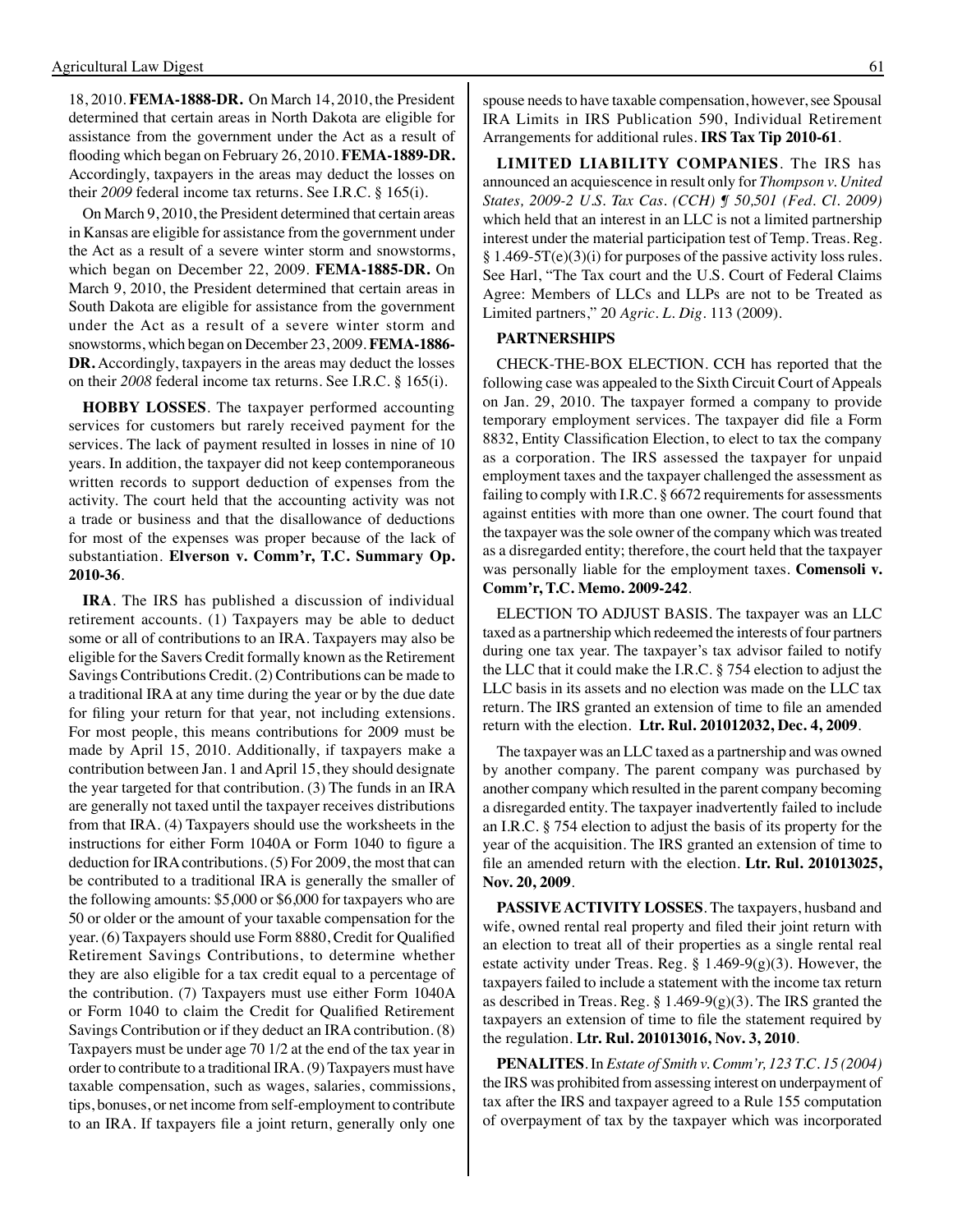18, 2010. **FEMA-1888-DR.** On March 14, 2010, the President determined that certain areas in North Dakota are eligible for assistance from the government under the Act as a result of flooding which began on February 26, 2010. **FEMA-1889-DR.** Accordingly, taxpayers in the areas may deduct the losses on their *2009* federal income tax returns. See I.R.C. § 165(i).

On March 9, 2010, the President determined that certain areas in Kansas are eligible for assistance from the government under the Act as a result of a severe winter storm and snowstorms, which began on December 22, 2009. **FEMA-1885-DR.** On March 9, 2010, the President determined that certain areas in South Dakota are eligible for assistance from the government under the Act as a result of a severe winter storm and snowstorms, which began on December 23, 2009. **FEMA-1886-DR.** Accordingly, taxpayers in the areas may deduct the losses on their *2008* federal income tax returns. See I.R.C. § 165(i).

**HOBBY LOSSES**. The taxpayer performed accounting services for customers but rarely received payment for the services. The lack of payment resulted in losses in nine of 10 years. In addition, the taxpayer did not keep contemporaneous written records to support deduction of expenses from the activity. The court held that the accounting activity was not a trade or business and that the disallowance of deductions for most of the expenses was proper because of the lack of substantiation. **Elverson v. Comm'r, T.C. Summary Op. 2010-36**.

**IRA**. The IRS has published a discussion of individual retirement accounts. (1) Taxpayers may be able to deduct some or all of contributions to an IRA. Taxpayers may also be eligible for the Savers Credit formally known as the Retirement Savings Contributions Credit. (2) Contributions can be made to a traditional IRA at any time during the year or by the due date for filing your return for that year, not including extensions. For most people, this means contributions for 2009 must be made by April 15, 2010. Additionally, if taxpayers make a contribution between Jan. 1 and April 15, they should designate the year targeted for that contribution. (3) The funds in an IRA are generally not taxed until the taxpayer receives distributions from that IRA. (4) Taxpayers should use the worksheets in the instructions for either Form 1040A or Form 1040 to figure a deduction for IRA contributions. (5) For 2009, the most that can be contributed to a traditional IRA is generally the smaller of the following amounts: $5,000 or $6,000 for taxpayers who are 50 or older or the amount of your taxable compensation for the year. (6) Taxpayers should use Form 8880, Credit for Qualified Retirement Savings Contributions, to determine whether they are also eligible for a tax credit equal to a percentage of the contribution. (7) Taxpayers must use either Form 1040A or Form 1040 to claim the Credit for Qualified Retirement Savings Contribution or if they deduct an IRA contribution. (8) Taxpayers must be under age 70 1/2 at the end of the tax year in order to contribute to a traditional IRA. (9) Taxpayers must have taxable compensation, such as wages, salaries, commissions, tips, bonuses, or net income from self-employment to contribute to an IRA. If taxpayers file a joint return, generally only one spouse needs to have taxable compensation, however, see Spousal IRA Limits in IRS Publication 590, Individual Retirement Arrangements for additional rules. **IRS Tax Tip 2010-61**.

**LIMITED LIABILITY COMPANIES**. The IRS has announced an acquiescence in result only for *Thompson v. United States, 2009-2 U.S. Tax Cas. (CCH) ¶ 50,501 (Fed. Cl. 2009)* which held that an interest in an LLC is not a limited partnership interest under the material participation test of Temp. Treas. Reg. § 1.469-5T(e)(3)(i) for purposes of the passive activity loss rules. See Harl, "The Tax court and the U.S. Court of Federal Claims Agree: Members of LLCs and LLPs are not to be Treated as Limited partners," 20 *Agric. L. Dig*. 113 (2009).

**PARTNERSHIPS**

CHECK-THE-BOX ELECTION. CCH has reported that the following case was appealed to the Sixth Circuit Court of Appeals on Jan. 29, 2010. The taxpayer formed a company to provide temporary employment services. The taxpayer did file a Form 8832, Entity Classification Election, to elect to tax the company as a corporation. The IRS assessed the taxpayer for unpaid employment taxes and the taxpayer challenged the assessment as failing to comply with I.R.C. § 6672 requirements for assessments against entities with more than one owner. The court found that the taxpayer was the sole owner of the company which was treated as a disregarded entity; therefore, the court held that the taxpayer was personally liable for the employment taxes. **Comensoli v. Comm'r, T.C. Memo. 2009-242**.

ELECTION TO ADJUST BASIS. The taxpayer was an LLC taxed as a partnership which redeemed the interests of four partners during one tax year. The taxpayer's tax advisor failed to notify the LLC that it could make the I.R.C. § 754 election to adjust the LLC basis in its assets and no election was made on the LLC tax return. The IRS granted an extension of time to file an amended return with the election. **Ltr. Rul. 201012032, Dec. 4, 2009**.

The taxpayer was an LLC taxed as a partnership and was owned by another company. The parent company was purchased by another company which resulted in the parent company becoming a disregarded entity. The taxpayer inadvertently failed to include an I.R.C. § 754 election to adjust the basis of its property for the year of the acquisition. The IRS granted an extension of time to file an amended return with the election. **Ltr. Rul. 201013025, Nov. 20, 2009**.

**PASSIVE ACTIVITY LOSSES**. The taxpayers, husband and wife, owned rental real property and filed their joint return with an election to treat all of their properties as a single rental real estate activity under Treas. Reg. § 1.469-9(g)(3). However, the taxpayers failed to include a statement with the income tax return as described in Treas. Reg. § 1.469-9(g)(3). The IRS granted the taxpayers an extension of time to file the statement required by the regulation. **Ltr. Rul. 201013016, Nov. 3, 2010**.

**PENALITES**. In *Estate of Smith v. Comm'r, 123 T.C. 15 (2004)* the IRS was prohibited from assessing interest on underpayment of tax after the IRS and taxpayer agreed to a Rule 155 computation of overpayment of tax by the taxpayer which was incorporated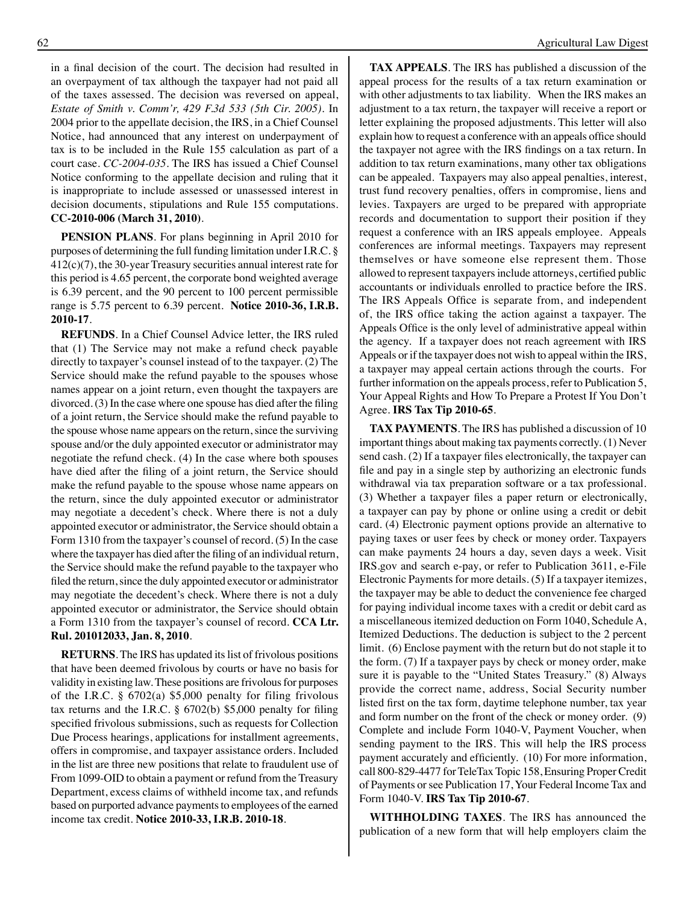in a final decision of the court. The decision had resulted in an overpayment of tax although the taxpayer had not paid all of the taxes assessed. The decision was reversed on appeal, *Estate of Smith v. Comm'r, 429 F.3d 533 (5th Cir. 2005)*. In 2004 prior to the appellate decision, the IRS, in a Chief Counsel Notice, had announced that any interest on underpayment of tax is to be included in the Rule 155 calculation as part of a court case. *CC-2004-035*. The IRS has issued a Chief Counsel Notice conforming to the appellate decision and ruling that it is inappropriate to include assessed or unassessed interest in decision documents, stipulations and Rule 155 computations. **CC-2010-006 (March 31, 2010)**.

**PENSION PLANS**. For plans beginning in April 2010 for purposes of determining the full funding limitation under I.R.C. § 412(c)(7), the 30-year Treasury securities annual interest rate for this period is 4.65 percent, the corporate bond weighted average is 6.39 percent, and the 90 percent to 100 percent permissible range is 5.75 percent to 6.39 percent. **Notice 2010-36, I.R.B. 2010-17**.

**REFUNDS**. In a Chief Counsel Advice letter, the IRS ruled that (1) The Service may not make a refund check payable directly to taxpayer's counsel instead of to the taxpayer. (2) The Service should make the refund payable to the spouses whose names appear on a joint return, even thought the taxpayers are divorced. (3) In the case where one spouse has died after the filing of a joint return, the Service should make the refund payable to the spouse whose name appears on the return, since the surviving spouse and/or the duly appointed executor or administrator may negotiate the refund check. (4) In the case where both spouses have died after the filing of a joint return, the Service should make the refund payable to the spouse whose name appears on the return, since the duly appointed executor or administrator may negotiate a decedent's check. Where there is not a duly appointed executor or administrator, the Service should obtain a Form 1310 from the taxpayer's counsel of record. (5) In the case where the taxpayer has died after the filing of an individual return, the Service should make the refund payable to the taxpayer who filed the return, since the duly appointed executor or administrator may negotiate the decedent's check. Where there is not a duly appointed executor or administrator, the Service should obtain a Form 1310 from the taxpayer's counsel of record. **CCA Ltr. Rul. 201012033, Jan. 8, 2010**.

**RETURNS**. The IRS has updated its list of frivolous positions that have been deemed frivolous by courts or have no basis for validity in existing law. These positions are frivolous for purposes of the I.R.C. § 6702(a) $5,000 penalty for filing frivolous tax returns and the I.R.C. § 6702(b) $5,000 penalty for filing specified frivolous submissions, such as requests for Collection Due Process hearings, applications for installment agreements, offers in compromise, and taxpayer assistance orders. Included in the list are three new positions that relate to fraudulent use of From 1099-OID to obtain a payment or refund from the Treasury Department, excess claims of withheld income tax, and refunds based on purported advance payments to employees of the earned income tax credit. **Notice 2010-33, I.R.B. 2010-18**.

**TAX APPEALS**. The IRS has published a discussion of the appeal process for the results of a tax return examination or with other adjustments to tax liability. When the IRS makes an adjustment to a tax return, the taxpayer will receive a report or letter explaining the proposed adjustments. This letter will also explain how to request a conference with an appeals office should the taxpayer not agree with the IRS findings on a tax return. In addition to tax return examinations, many other tax obligations can be appealed. Taxpayers may also appeal penalties, interest, trust fund recovery penalties, offers in compromise, liens and levies. Taxpayers are urged to be prepared with appropriate records and documentation to support their position if they request a conference with an IRS appeals employee. Appeals conferences are informal meetings. Taxpayers may represent themselves or have someone else represent them. Those allowed to represent taxpayers include attorneys, certified public accountants or individuals enrolled to practice before the IRS. The IRS Appeals Office is separate from, and independent of, the IRS office taking the action against a taxpayer. The Appeals Office is the only level of administrative appeal within the agency. If a taxpayer does not reach agreement with IRS Appeals or if the taxpayer does not wish to appeal within the IRS, a taxpayer may appeal certain actions through the courts. For further information on the appeals process, refer to Publication 5, Your Appeal Rights and How To Prepare a Protest If You Don't Agree. **IRS Tax Tip 2010-65**.

**TAX PAYMENTS**. The IRS has published a discussion of 10 important things about making tax payments correctly. (1) Never send cash. (2) If a taxpayer files electronically, the taxpayer can file and pay in a single step by authorizing an electronic funds withdrawal via tax preparation software or a tax professional. (3) Whether a taxpayer files a paper return or electronically, a taxpayer can pay by phone or online using a credit or debit card. (4) Electronic payment options provide an alternative to paying taxes or user fees by check or money order. Taxpayers can make payments 24 hours a day, seven days a week. Visit IRS.gov and search e-pay, or refer to Publication 3611, e-File Electronic Payments for more details. (5) If a taxpayer itemizes, the taxpayer may be able to deduct the convenience fee charged for paying individual income taxes with a credit or debit card as a miscellaneous itemized deduction on Form 1040, Schedule A, Itemized Deductions. The deduction is subject to the 2 percent limit. (6) Enclose payment with the return but do not staple it to the form. (7) If a taxpayer pays by check or money order, make sure it is payable to the "United States Treasury." (8) Always provide the correct name, address, Social Security number listed first on the tax form, daytime telephone number, tax year and form number on the front of the check or money order. (9) Complete and include Form 1040-V, Payment Voucher, when sending payment to the IRS. This will help the IRS process payment accurately and efficiently. (10) For more information, call 800-829-4477 for TeleTax Topic 158, Ensuring Proper Credit of Payments or see Publication 17, Your Federal Income Tax and Form 1040-V. **IRS Tax Tip 2010-67**.

**WITHHOLDING TAXES**. The IRS has announced the publication of a new form that will help employers claim the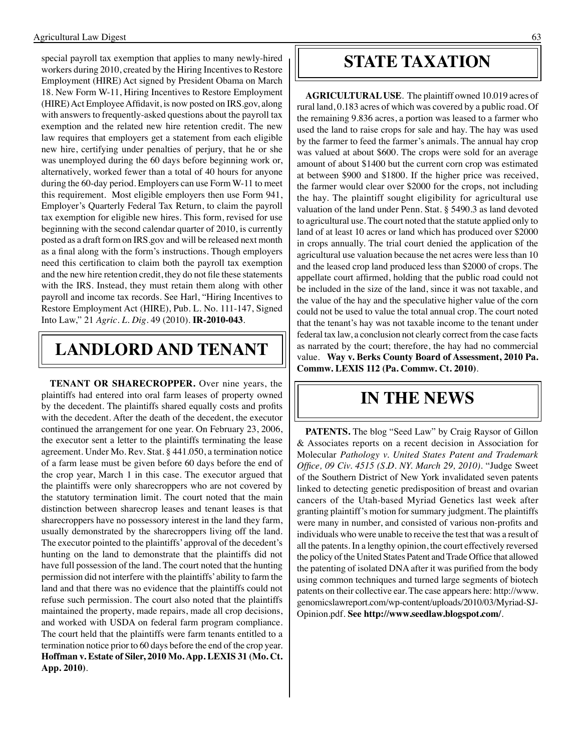special payroll tax exemption that applies to many newly-hired workers during 2010, created by the Hiring Incentives to Restore Employment (HIRE) Act signed by President Obama on March 18. New Form W-11, Hiring Incentives to Restore Employment (HIRE) Act Employee Affidavit, is now posted on IRS.gov, along with answers to frequently-asked questions about the payroll tax exemption and the related new hire retention credit. The new law requires that employers get a statement from each eligible new hire, certifying under penalties of perjury, that he or she was unemployed during the 60 days before beginning work or, alternatively, worked fewer than a total of 40 hours for anyone during the 60-day period. Employers can use Form W-11 to meet this requirement. Most eligible employers then use Form 941, Employer's Quarterly Federal Tax Return, to claim the payroll tax exemption for eligible new hires. This form, revised for use beginning with the second calendar quarter of 2010, is currently posted as a draft form on IRS.gov and will be released next month as a final along with the form's instructions. Though employers need this certification to claim both the payroll tax exemption and the new hire retention credit, they do not file these statements with the IRS. Instead, they must retain them along with other payroll and income tax records. See Harl, "Hiring Incentives to Restore Employment Act (HIRE), Pub. L. No. 111-147, Signed Into Law," 21 *Agric. L. Dig.* 49 (2010). **IR-2010-043**.

# LANDLORD AND TENANT

**TENANT OR SHARECROPPER.** Over nine years, the plaintiffs had entered into oral farm leases of property owned by the decedent. The plaintiffs shared equally costs and profits with the decedent. After the death of the decedent, the executor continued the arrangement for one year. On February 23, 2006, the executor sent a letter to the plaintiffs terminating the lease agreement. Under Mo. Rev. Stat. § 441.050, a termination notice of a farm lease must be given before 60 days before the end of the crop year, March 1 in this case. The executor argued that the plaintiffs were only sharecroppers who are not covered by the statutory termination limit. The court noted that the main distinction between sharecrop leases and tenant leases is that sharecroppers have no possessory interest in the land they farm, usually demonstrated by the sharecroppers living off the land. The executor pointed to the plaintiffs' approval of the decedent's hunting on the land to demonstrate that the plaintiffs did not have full possession of the land. The court noted that the hunting permission did not interfere with the plaintiffs' ability to farm the land and that there was no evidence that the plaintiffs could not refuse such permission. The court also noted that the plaintiffs maintained the property, made repairs, made all crop decisions, and worked with USDA on federal farm program compliance. The court held that the plaintiffs were farm tenants entitled to a termination notice prior to 60 days before the end of the crop year. **Hoffman v. Estate of Siler, 2010 Mo. App. LEXIS 31 (Mo. Ct. App. 2010)**.

# STATE TAXATION

**AGRICULTURAL USE**. The plaintiff owned 10.019 acres of rural land, 0.183 acres of which was covered by a public road. Of the remaining 9.836 acres, a portion was leased to a farmer who used the land to raise crops for sale and hay. The hay was used by the farmer to feed the farmer's animals. The annual hay crop was valued at about $600. The crops were sold for an average amount of about $1400 but the current corn crop was estimated at between $900 and $1800. If the higher price was received, the farmer would clear over $2000 for the crops, not including the hay. The plaintiff sought eligibility for agricultural use valuation of the land under Penn. Stat. § 5490.3 as land devoted to agricultural use. The court noted that the statute applied only to land of at least 10 acres or land which has produced over $2000 in crops annually. The trial court denied the application of the agricultural use valuation because the net acres were less than 10 and the leased crop land produced less than $2000 of crops. The appellate court affirmed, holding that the public road could not be included in the size of the land, since it was not taxable, and the value of the hay and the speculative higher value of the corn could not be used to value the total annual crop. The court noted that the tenant's hay was not taxable income to the tenant under federal tax law, a conclusion not clearly correct from the case facts as narrated by the court; therefore, the hay had no commercial value. **Way v. Berks County Board of Assessment, 2010 Pa. Commw. LEXIS 112 (Pa. Commw. Ct. 2010)**.

# IN THE NEWS

**PATENTS.** The blog "Seed Law" by Craig Raysor of Gillon & Associates reports on a recent decision in Association for Molecular *Pathology v. United States Patent and Trademark Office, 09 Civ. 4515 (S.D. NY. March 29, 2010)*. "Judge Sweet of the Southern District of New York invalidated seven patents linked to detecting genetic predisposition of breast and ovarian cancers of the Utah-based Myriad Genetics last week after granting plaintiff's motion for summary judgment. The plaintiffs were many in number, and consisted of various non-profits and individuals who were unable to receive the test that was a result of all the patents. In a lengthy opinion, the court effectively reversed the policy of the United States Patent and Trade Office that allowed the patenting of isolated DNA after it was purified from the body using common techniques and turned large segments of biotech patents on their collective ear. The case appears here: http://www.genomicslawreport.com/wp-content/uploads/2010/03/Myriad-SJ-Opinion.pdf. **See http://www.seedlaw.blogspot.com/**.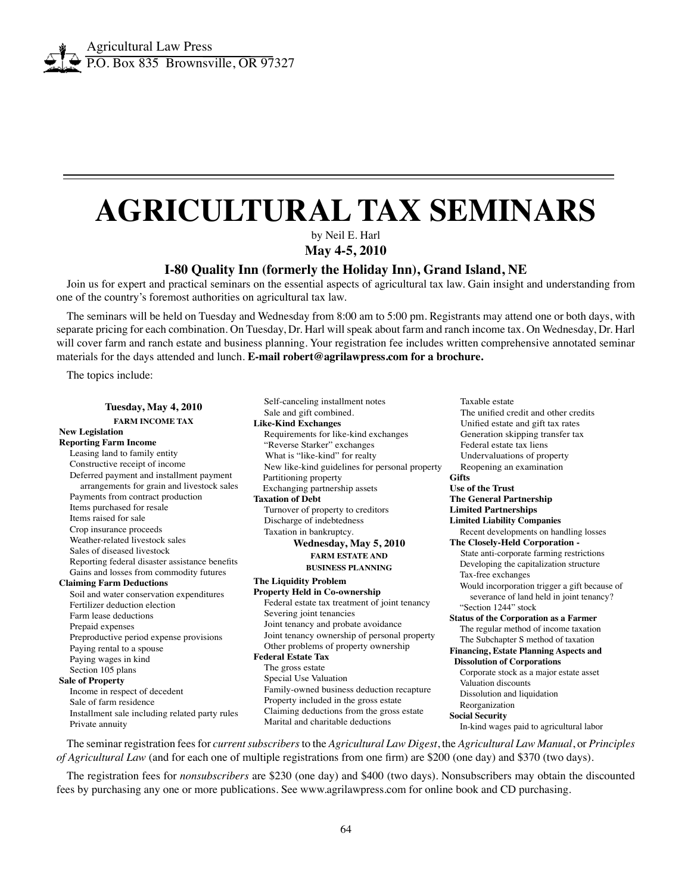Agricultural Law Press
P.O. Box 835 Brownsville, OR 97327

# AGRICULTURAL TAX SEMINARS

by Neil E. Harl

**May 4-5, 2010**

### I-80 Quality Inn (formerly the Holiday Inn), Grand Island, NE

Join us for expert and practical seminars on the essential aspects of agricultural tax law. Gain insight and understanding from one of the country's foremost authorities on agricultural tax law.

The seminars will be held on Tuesday and Wednesday from 8:00 am to 5:00 pm. Registrants may attend one or both days, with separate pricing for each combination. On Tuesday, Dr. Harl will speak about farm and ranch income tax. On Wednesday, Dr. Harl will cover farm and ranch estate and business planning. Your registration fee includes written comprehensive annotated seminar materials for the days attended and lunch. **E-mail robert@agrilawpress.com for a brochure.**

The topics include:

**Tuesday, May 4, 2010**

**FARM INCOME TAX**

**New Legislation**

**Reporting Farm Income**
- Leasing land to family entity
- Constructive receipt of income
- Deferred payment and installment payment arrangements for grain and livestock sales
- Payments from contract production
- Items purchased for resale
- Items raised for sale
- Crop insurance proceeds
- Weather-related livestock sales
- Sales of diseased livestock
- Reporting federal disaster assistance benefits
- Gains and losses from commodity futures

**Claiming Farm Deductions**
- Soil and water conservation expenditures
- Fertilizer deduction election
- Farm lease deductions
- Prepaid expenses
- Preproductive period expense provisions
- Paying rental to a spouse
- Paying wages in kind
- Section 105 plans

**Sale of Property**
- Income in respect of decedent
- Sale of farm residence
- Installment sale including related party rules
- Private annuity
- Self-canceling installment notes
- Sale and gift combined.

**Like-Kind Exchanges**
- Requirements for like-kind exchanges
- "Reverse Starker" exchanges
- What is "like-kind" for realty
- New like-kind guidelines for personal property
- Partitioning property
- Exchanging partnership assets

**Taxation of Debt**
- Turnover of property to creditors
- Discharge of indebtedness
- Taxation in bankruptcy.

**Wednesday, May 5, 2010**

**FARM ESTATE AND BUSINESS PLANNING**

**The Liquidity Problem**

**Property Held in Co-ownership**
- Federal estate tax treatment of joint tenancy
- Severing joint tenancies
- Joint tenancy and probate avoidance
- Joint tenancy ownership of personal property
- Other problems of property ownership

**Federal Estate Tax**
- The gross estate
- Special Use Valuation
- Family-owned business deduction recapture
- Property included in the gross estate
- Claiming deductions from the gross estate
- Marital and charitable deductions
- Taxable estate
- The unified credit and other credits
- Unified estate and gift tax rates
- Generation skipping transfer tax
- Federal estate tax liens
- Undervaluations of property
- Reopening an examination

**Gifts**

**Use of the Trust**

**The General Partnership**

**Limited Partnerships**

**Limited Liability Companies**
- Recent developments on handling losses

**The Closely-Held Corporation -**
- State anti-corporate farming restrictions
- Developing the capitalization structure
- Tax-free exchanges
- Would incorporation trigger a gift because of severance of land held in joint tenancy?
- "Section 1244" stock

**Status of the Corporation as a Farmer**
- The regular method of income taxation
- The Subchapter S method of taxation

**Financing, Estate Planning Aspects and Dissolution of Corporations**
- Corporate stock as a major estate asset
- Valuation discounts
- Dissolution and liquidation
- Reorganization

**Social Security**
- In-kind wages paid to agricultural labor

The seminar registration fees for *current subscribers* to the *Agricultural Law Digest*, the *Agricultural Law Manual*, or *Principles of Agricultural Law* (and for each one of multiple registrations from one firm) are $200 (one day) and $370 (two days).

The registration fees for *nonsubscribers* are $230 (one day) and $400 (two days). Nonsubscribers may obtain the discounted fees by purchasing any one or more publications. See www.agrilawpress.com for online book and CD purchasing.